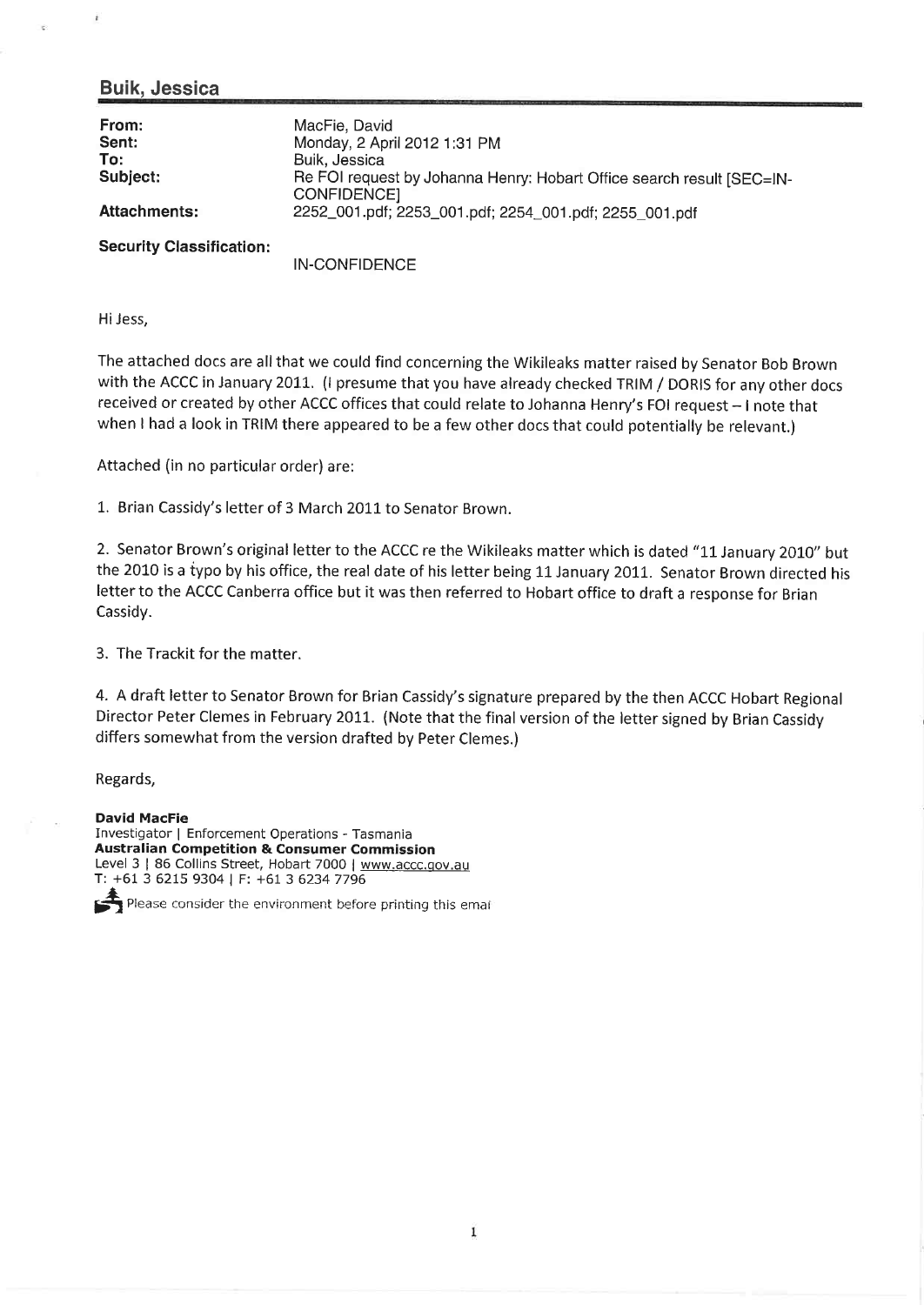## Buik, Jessica

| | |
|---|---|
| **From:** | MacFie, David |
| **Sent:** | Monday, 2 April 2012 1:31 PM |
| **To:** | Buik, Jessica |
| **Subject:** | Re FOI request by Johanna Henry: Hobart Office search result [SEC=IN-CONFIDENCE] |
| **Attachments:** | 2252_001.pdf; 2253_001.pdf; 2254_001.pdf; 2255_001.pdf |

**Security Classification:** IN-CONFIDENCE

Hi Jess,

The attached docs are all that we could find concerning the Wikileaks matter raised by Senator Bob Brown with the ACCC in January 2011. (I presume that you have already checked TRIM / DORIS for any other docs received or created by other ACCC offices that could relate to Johanna Henry's FOI request – I note that when I had a look in TRIM there appeared to be a few other docs that could potentially be relevant.)

Attached (in no particular order) are:

1. Brian Cassidy's letter of 3 March 2011 to Senator Brown.

2. Senator Brown's original letter to the ACCC re the Wikileaks matter which is dated "11 January 2010" but the 2010 is a typo by his office, the real date of his letter being 11 January 2011. Senator Brown directed his letter to the ACCC Canberra office but it was then referred to Hobart office to draft a response for Brian Cassidy.

3. The Trackit for the matter.

4. A draft letter to Senator Brown for Brian Cassidy's signature prepared by the then ACCC Hobart Regional Director Peter Clemes in February 2011. (Note that the final version of the letter signed by Brian Cassidy differs somewhat from the version drafted by Peter Clemes.)

Regards,

**David MacFie**
Investigator | Enforcement Operations - Tasmania
**Australian Competition & Consumer Commission**
Level 3 | 86 Collins Street, Hobart 7000 | www.accc.gov.au
T: +61 3 6215 9304 | F: +61 3 6234 7796

Please consider the environment before printing this emai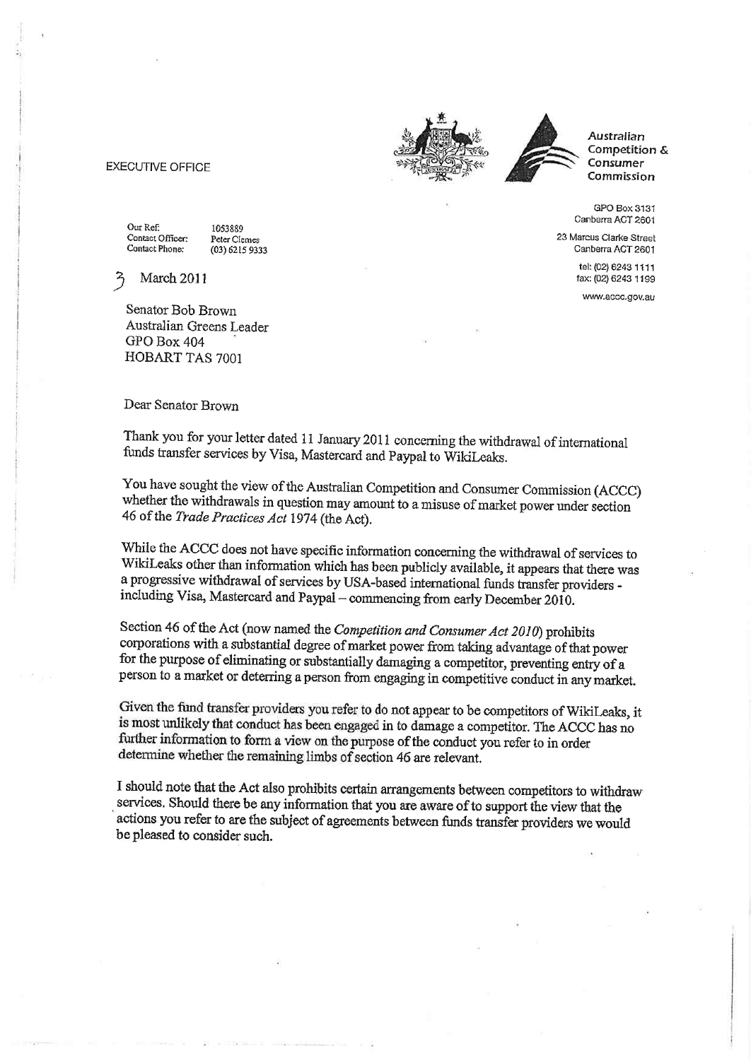EXECUTIVE OFFICE

Australian Competition & Consumer Commission

GPO Box 3131
Canberra ACT 2601

23 Marcus Clarke Street
Canberra ACT 2601

tel: (02) 6243 1111
fax: (02) 6243 1199

www.accc.gov.au

Our Ref: 1053889
Contact Officer: Peter Clemes
Contact Phone: (03) 6215 9333

3 March 2011

Senator Bob Brown
Australian Greens Leader
GPO Box 404
HOBART TAS 7001

Dear Senator Brown

Thank you for your letter dated 11 January 2011 concerning the withdrawal of international funds transfer services by Visa, Mastercard and Paypal to WikiLeaks.

You have sought the view of the Australian Competition and Consumer Commission (ACCC) whether the withdrawals in question may amount to a misuse of market power under section 46 of the *Trade Practices Act* 1974 (the Act).

While the ACCC does not have specific information concerning the withdrawal of services to WikiLeaks other than information which has been publicly available, it appears that there was a progressive withdrawal of services by USA-based international funds transfer providers - including Visa, Mastercard and Paypal – commencing from early December 2010.

Section 46 of the Act (now named the *Competition and Consumer Act 2010*) prohibits corporations with a substantial degree of market power from taking advantage of that power for the purpose of eliminating or substantially damaging a competitor, preventing entry of a person to a market or deterring a person from engaging in competitive conduct in any market.

Given the fund transfer providers you refer to do not appear to be competitors of WikiLeaks, it is most unlikely that conduct has been engaged in to damage a competitor. The ACCC has no further information to form a view on the purpose of the conduct you refer to in order determine whether the remaining limbs of section 46 are relevant.

I should note that the Act also prohibits certain arrangements between competitors to withdraw services. Should there be any information that you are aware of to support the view that the actions you refer to are the subject of agreements between funds transfer providers we would be pleased to consider such.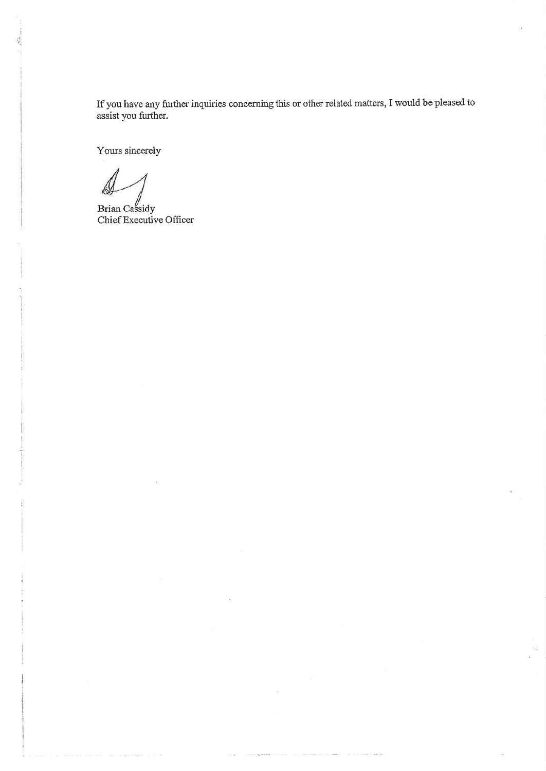If you have any further inquiries concerning this or other related matters, I would be pleased to assist you further.

Yours sincerely

Brian Cassidy
Chief Executive Officer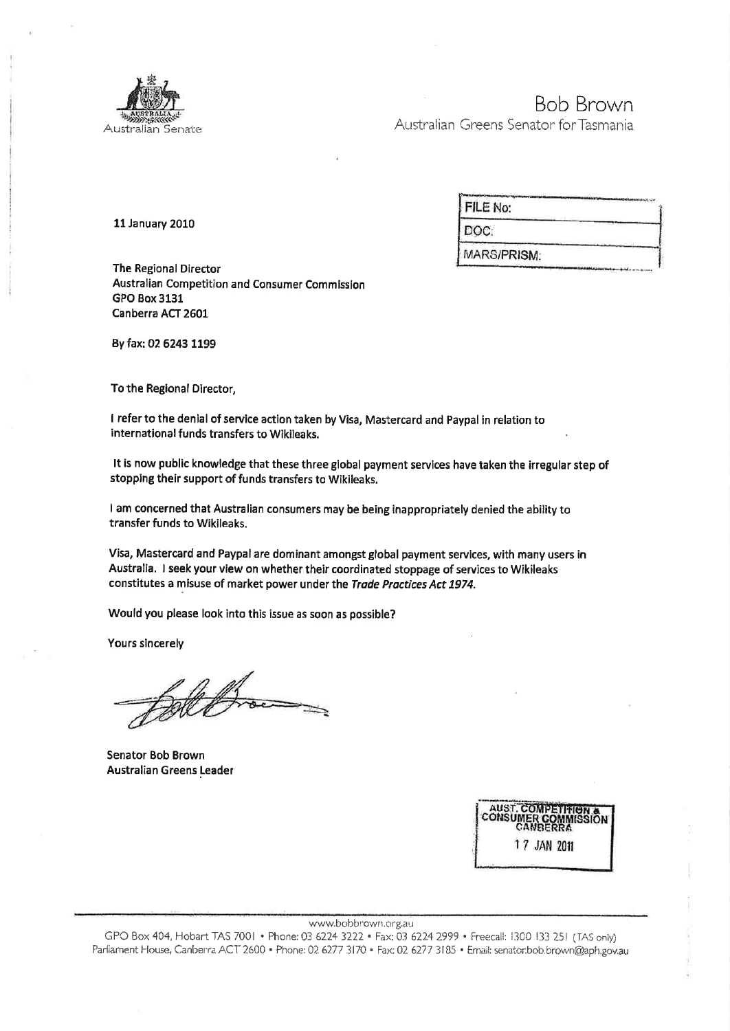Australian Senate

Bob Brown
Australian Greens Senator for Tasmania

| FILE No: |
| --- |
| DOC: |
| MARS/PRISM: |

**11 January 2010**

**The Regional Director**
**Australian Competition and Consumer Commission**
**GPO Box 3131**
**Canberra ACT 2601**

**By fax: 02 6243 1199**

**To the Regional Director,**

**I refer to the denial of service action taken by Visa, Mastercard and Paypal in relation to international funds transfers to Wikileaks.**

**It is now public knowledge that these three global payment services have taken the irregular step of stopping their support of funds transfers to Wikileaks.**

**I am concerned that Australian consumers may be being inappropriately denied the ability to transfer funds to Wikileaks.**

**Visa, Mastercard and Paypal are dominant amongst global payment services, with many users in Australia. I seek your view on whether their coordinated stoppage of services to Wikileaks constitutes a misuse of market power under the *Trade Practices Act 1974*.**

**Would you please look into this issue as soon as possible?**

**Yours sincerely**

**Senator Bob Brown**
**Australian Greens Leader**

AUST. COMPETITION & CONSUMER COMMISSION CANBERRA
17 JAN 2011

www.bobbrown.org.au
GPO Box 404, Hobart TAS 7001 • Phone: 03 6224 3222 • Fax: 03 6224 2999 • Freecall: 1300 133 251 (TAS only)
Parliament House, Canberra ACT 2600 • Phone: 02 6277 3170 • Fax: 02 6277 3185 • Email: senator.bob.brown@aph.gov.au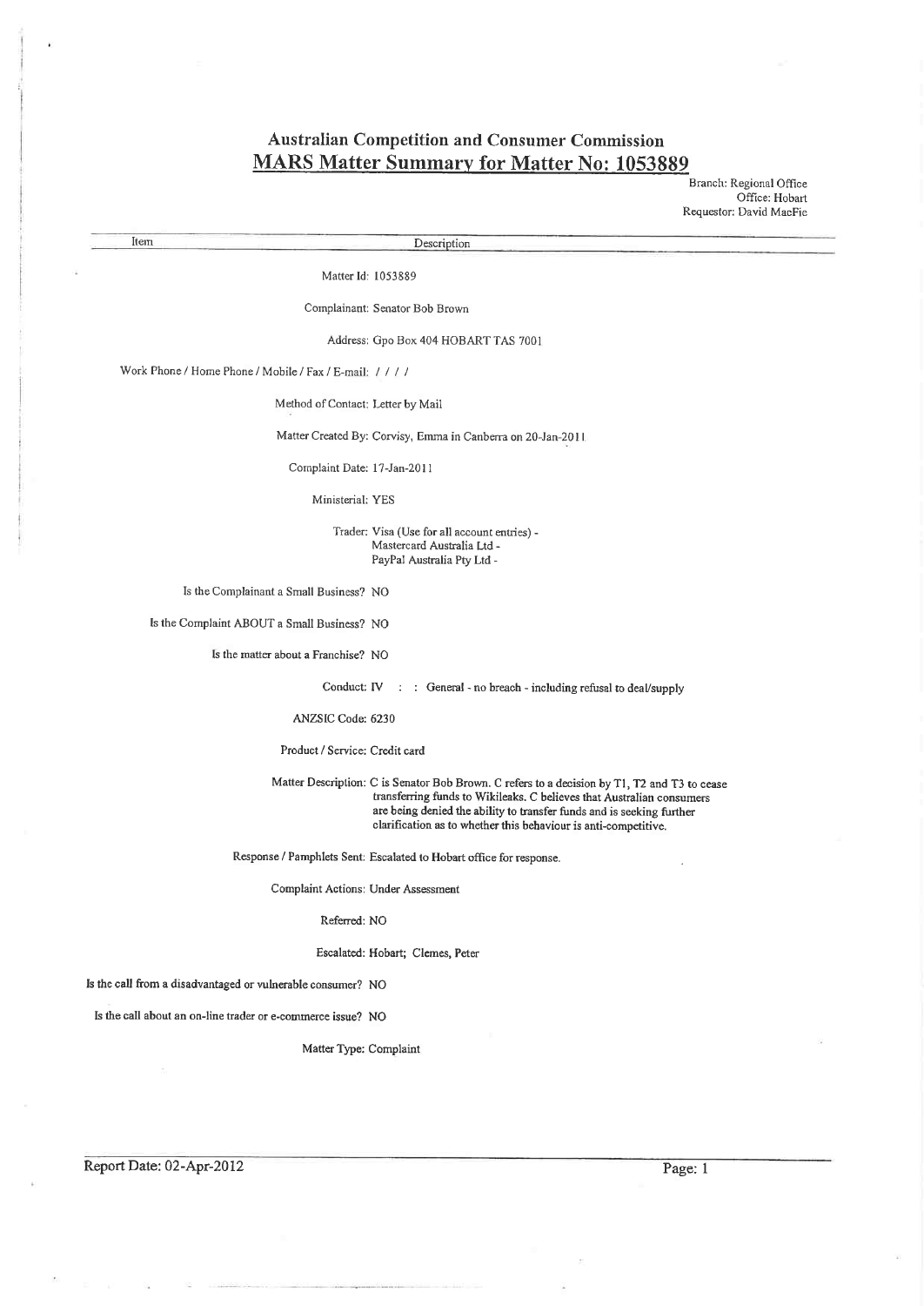# Australian Competition and Consumer Commission

## MARS Matter Summary for Matter No: 1053889

Branch: Regional Office
Office: Hobart
Requestor: David MacFie

| Item | Description |
| --- | --- |
| Matter Id: | 1053889 |
| Complainant: | Senator Bob Brown |
| Address: | Gpo Box 404 HOBART TAS 7001 |
| Work Phone / Home Phone / Mobile / Fax / E-mail: | / / / / |
| Method of Contact: | Letter by Mail |
| Matter Created By: | Corvisy, Emma in Canberra on 20-Jan-2011 |
| Complaint Date: | 17-Jan-2011 |
| Ministerial: | YES |
| Trader: | Visa (Use for all account entries) -<br>Mastercard Australia Ltd -<br>PayPal Australia Pty Ltd - |
| Is the Complainant a Small Business? | NO |
| Is the Complaint ABOUT a Small Business? | NO |
| Is the matter about a Franchise? | NO |
| Conduct: | IV : : General - no breach - including refusal to deal/supply |
| ANZSIC Code: | 6230 |
| Product / Service: | Credit card |
| Matter Description: | C is Senator Bob Brown. C refers to a decision by T1, T2 and T3 to cease transferring funds to Wikileaks. C believes that Australian consumers are being denied the ability to transfer funds and is seeking further clarification as to whether this behaviour is anti-competitive. |
| Response / Pamphlets Sent: | Escalated to Hobart office for response. |
| Complaint Actions: | Under Assessment |
| Referred: | NO |
| Escalated: | Hobart; Clemes, Peter |
| Is the call from a disadvantaged or vulnerable consumer? | NO |
| Is the call about an on-line trader or e-commerce issue? | NO |
| Matter Type: | Complaint |

Report Date: 02-Apr-2012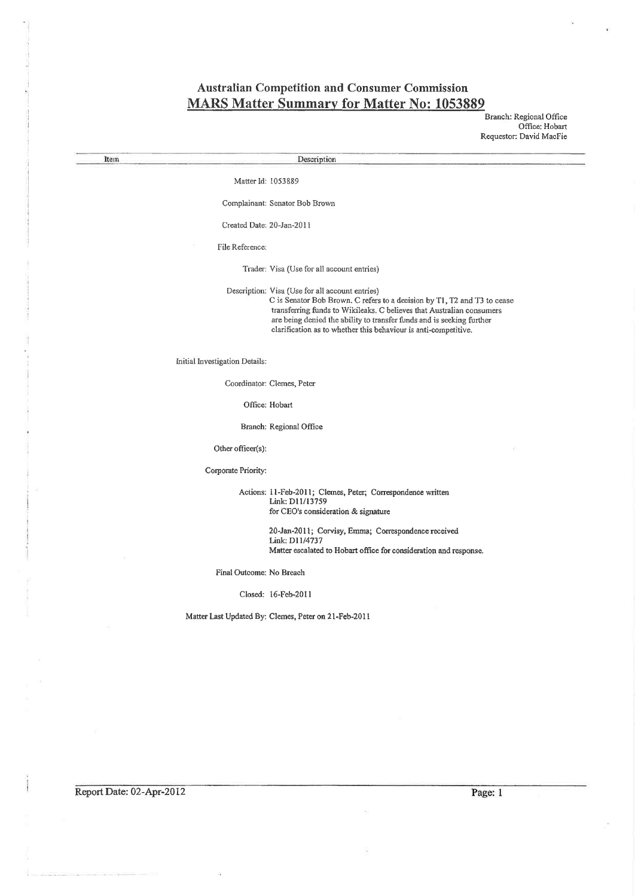# Australian Competition and Consumer Commission

## MARS Matter Summary for Matter No: 1053889

Branch: Regional Office
Office: Hobart
Requestor: David MacFie

| Item | Description |
| --- | --- |
| Matter Id: | 1053889 |
| Complainant: | Senator Bob Brown |
| Created Date: | 20-Jan-2011 |
| File Reference: | |
| Trader: | Visa (Use for all account entries) |
| Description: | Visa (Use for all account entries)<br>C is Senator Bob Brown. C refers to a decision by T1, T2 and T3 to cease transferring funds to Wikileaks. C believes that Australian consumers are being denied the ability to transfer funds and is seeking further clarification as to whether this behaviour is anti-competitive. |
| Initial Investigation Details: | |
| Coordinator: | Clemes, Peter |
| Office: | Hobart |
| Branch: | Regional Office |
| Other officer(s): | |
| Corporate Priority: | |
| Actions: | 11-Feb-2011; Clemes, Peter; Correspondence written<br>Link: D11/13759<br>for CEO's consideration & signature<br><br>20-Jan-2011; Corvisy, Emma; Correspondence received<br>Link: D11/4737<br>Matter escalated to Hobart office for consideration and response. |
| Final Outcome: | No Breach |
| Closed: | 16-Feb-2011 |
| Matter Last Updated By: | Clemes, Peter on 21-Feb-2011 |

Report Date: 02-Apr-2012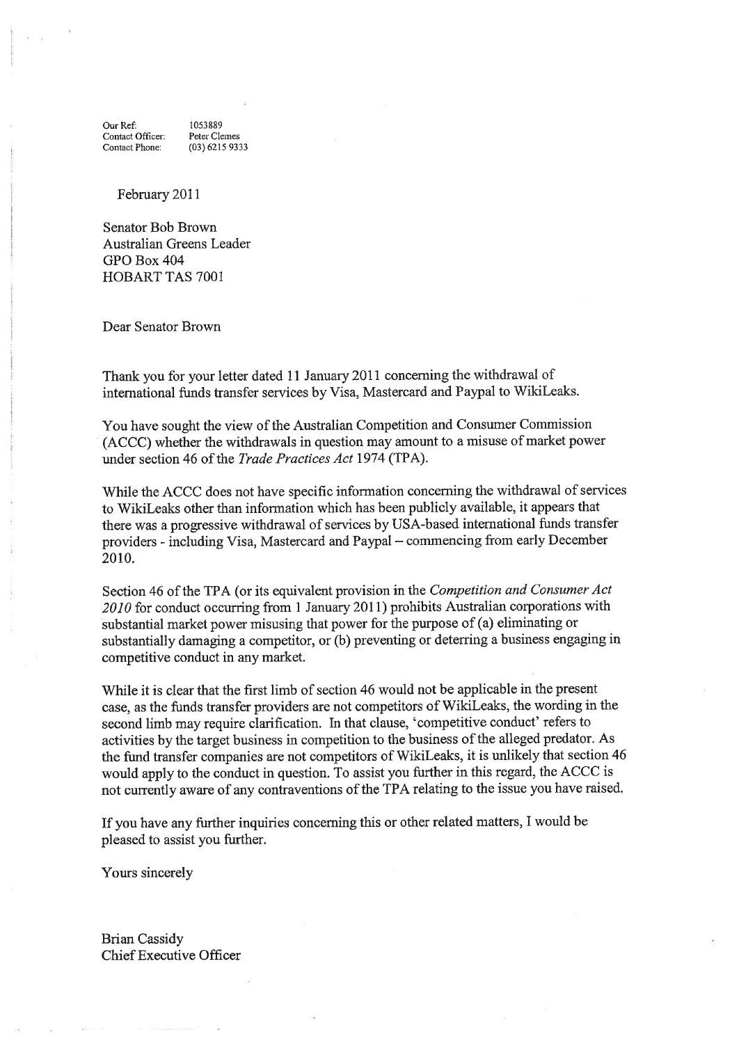Our Ref: 1053889
Contact Officer: Peter Clemes
Contact Phone: (03) 6215 9333

February 2011

Senator Bob Brown
Australian Greens Leader
GPO Box 404
HOBART TAS 7001

Dear Senator Brown

Thank you for your letter dated 11 January 2011 concerning the withdrawal of international funds transfer services by Visa, Mastercard and Paypal to WikiLeaks.

You have sought the view of the Australian Competition and Consumer Commission (ACCC) whether the withdrawals in question may amount to a misuse of market power under section 46 of the *Trade Practices Act* 1974 (TPA).

While the ACCC does not have specific information concerning the withdrawal of services to WikiLeaks other than information which has been publicly available, it appears that there was a progressive withdrawal of services by USA-based international funds transfer providers - including Visa, Mastercard and Paypal – commencing from early December 2010.

Section 46 of the TPA (or its equivalent provision in the *Competition and Consumer Act 2010* for conduct occurring from 1 January 2011) prohibits Australian corporations with substantial market power misusing that power for the purpose of (a) eliminating or substantially damaging a competitor, or (b) preventing or deterring a business engaging in competitive conduct in any market.

While it is clear that the first limb of section 46 would not be applicable in the present case, as the funds transfer providers are not competitors of WikiLeaks, the wording in the second limb may require clarification. In that clause, 'competitive conduct' refers to activities by the target business in competition to the business of the alleged predator. As the fund transfer companies are not competitors of WikiLeaks, it is unlikely that section 46 would apply to the conduct in question. To assist you further in this regard, the ACCC is not currently aware of any contraventions of the TPA relating to the issue you have raised.

If you have any further inquiries concerning this or other related matters, I would be pleased to assist you further.

Yours sincerely

Brian Cassidy
Chief Executive Officer